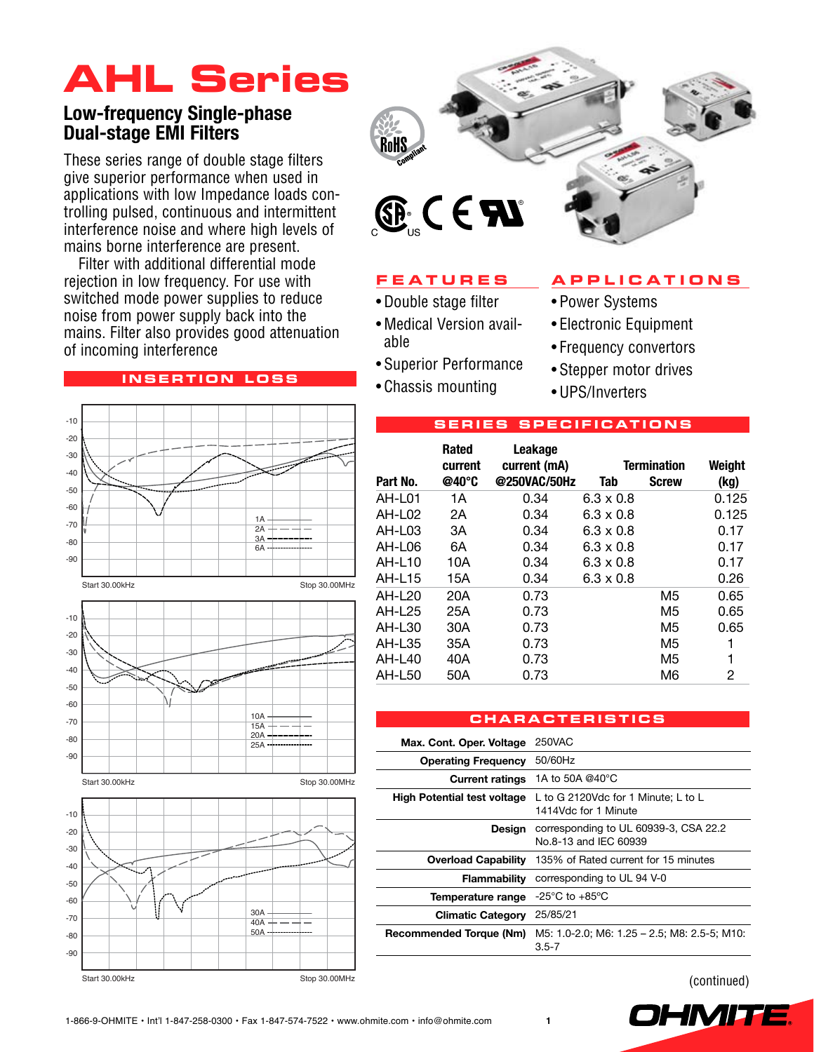# AHL Series

## Low-frequency Single-phase Dual-stage EMI Filters

These series range of double stage filters give superior performance when used in applications with low Impedance loads controlling pulsed, continuous and intermittent interference noise and where high levels of mains borne interference are present.

Filter with additional differential mode rejection in low frequency. For use with switched mode power supplies to reduce noise from power supply back into the mains. Filter also provides good attenuation of incoming interference

### INSERTION LOSS

Start 30.00kHz — Stop 30.00MHz (1A, 2A, 3A, 6A)

Start 30.00kHz — Stop 30.00MHz (10A, 15A, 20A, 25A)

Start 30.00kHz — Stop 30.00MHz (30A, 40A, 50A)

### FEATURES

- Double stage filter
- Medical Version available
- Superior Performance
- Chassis mounting

### APPLICATIONS

- Power Systems
- Electronic Equipment
- Frequency convertors
- Stepper motor drives
- UPS/Inverters

### SERIES SPECIFICATIONS

| Part No. | Rated current @40°C | Leakage current (mA) @250VAC/50Hz | Termination Tab | Termination Screw | Weight (kg) |
|---|---|---|---|---|---|
| AH-L01 | 1A | 0.34 | 6.3 x 0.8 | | 0.125 |
| AH-L02 | 2A | 0.34 | 6.3 x 0.8 | | 0.125 |
| AH-L03 | 3A | 0.34 | 6.3 x 0.8 | | 0.17 |
| AH-L06 | 6A | 0.34 | 6.3 x 0.8 | | 0.17 |
| AH-L10 | 10A | 0.34 | 6.3 x 0.8 | | 0.17 |
| AH-L15 | 15A | 0.34 | 6.3 x 0.8 | | 0.26 |
| AH-L20 | 20A | 0.73 | | M5 | 0.65 |
| AH-L25 | 25A | 0.73 | | M5 | 0.65 |
| AH-L30 | 30A | 0.73 | | M5 | 0.65 |
| AH-L35 | 35A | 0.73 | | M5 | 1 |
| AH-L40 | 40A | 0.73 | | M5 | 1 |
| AH-L50 | 50A | 0.73 | | M6 | 2 |

### CHARACTERISTICS

| | |
|---|---|
| **Max. Cont. Oper. Voltage** | 250VAC |
| **Operating Frequency** | 50/60Hz |
| **Current ratings** | 1A to 50A @40°C |
| **High Potential test voltage** | L to G 2120Vdc for 1 Minute; L to L 1414Vdc for 1 Minute |
| **Design** | corresponding to UL 60939-3, CSA 22.2 No.8-13 and IEC 60939 |
| **Overload Capability** | 135% of Rated current for 15 minutes |
| **Flammability** | corresponding to UL 94 V-0 |
| **Temperature range** | -25°C to +85°C |
| **Climatic Category** | 25/85/21 |
| **Recommended Torque (Nm)** | M5: 1.0-2.0; M6: 1.25 – 2.5; M8: 2.5-5; M10: 3.5-7 |

(continued)

1-866-9-OHMITE • Int'l 1-847-258-0300 • Fax 1-847-574-7522 • www.ohmite.com • info@ohmite.com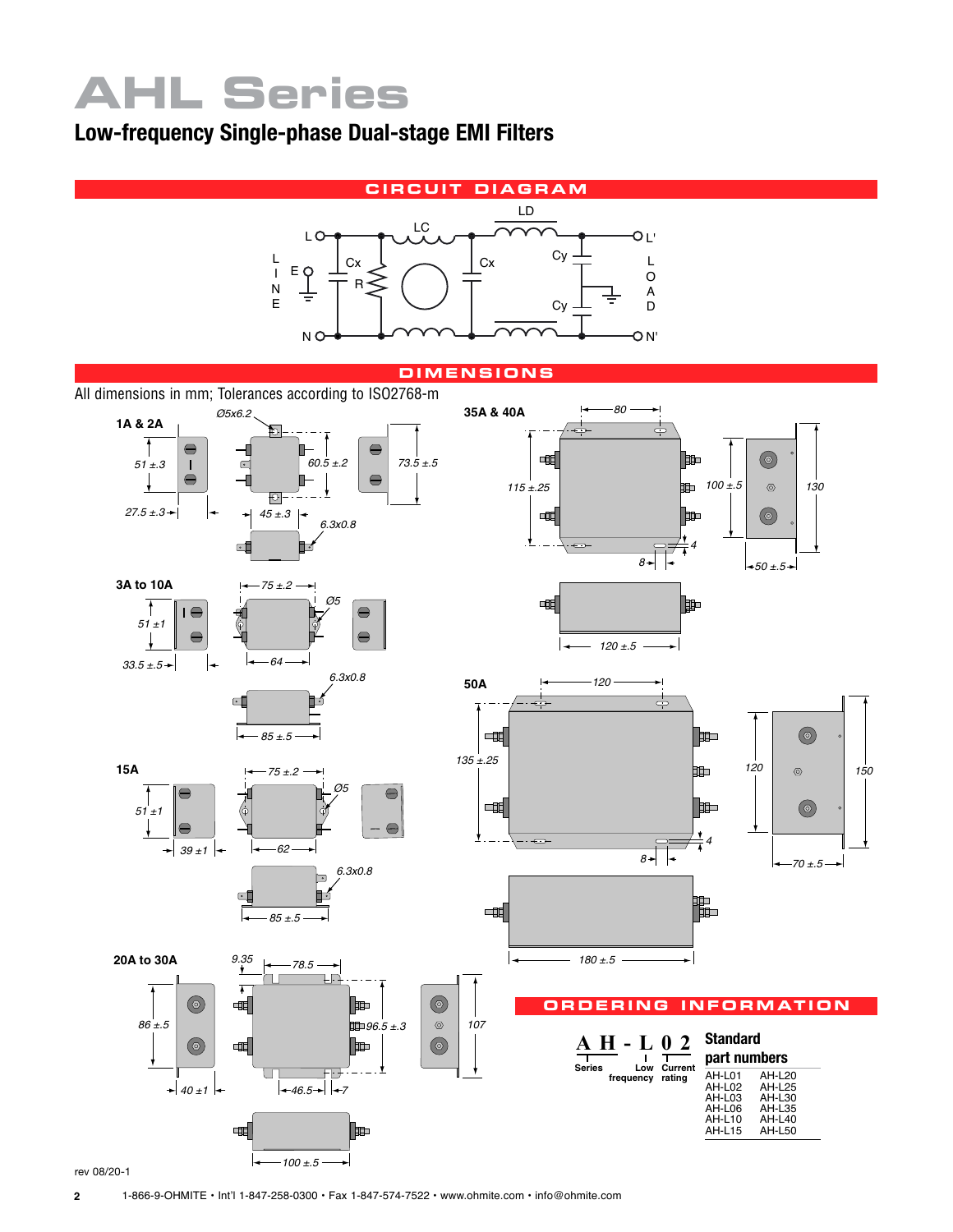# AHL Series

## Low-frequency Single-phase Dual-stage EMI Filters

### CIRCUIT DIAGRAM

L
LINE
E
N
LC
LD
Cx
R
Cx
Cy
Cy
L'
LOAD
N'

### DIMENSIONS

All dimensions in mm; Tolerances according to ISO2768-m

**1A & 2A**

Ø5x6.2
51 ±.3
60.5 ±.2
73.5 ±.5
27.5 ±.3
45 ±.3
6.3x0.8

**3A to 10A**

75 ±.2
Ø5
51 ±1
33.5 ±.5
64
6.3x0.8
85 ±.5

**15A**

75 ±.2
Ø5
51 ±1
39 ±1
62
6.3x0.8
85 ±.5

**20A to 30A**

9.35
78.5
86 ±.5
96.5 ±.3
107
40 ±1
46.5
7
100 ±.5

**35A & 40A**

80
115 ±.25
100 ±.5
130
4
8
50 ±.5
120 ±.5

**50A**

120
135 ±.25
120
150
4
8
70 ±.5
180 ±.5

### ORDERING INFORMATION

A H - L 0 2

Series — Low frequency — Current rating

**Standard part numbers**

| | |
|---|---|
| AH-L01 | AH-L20 |
| AH-L02 | AH-L25 |
| AH-L03 | AH-L30 |
| AH-L06 | AH-L35 |
| AH-L10 | AH-L40 |
| AH-L15 | AH-L50 |

rev 08/20-1

1-866-9-OHMITE • Int'l 1-847-258-0300 • Fax 1-847-574-7522 • www.ohmite.com • info@ohmite.com